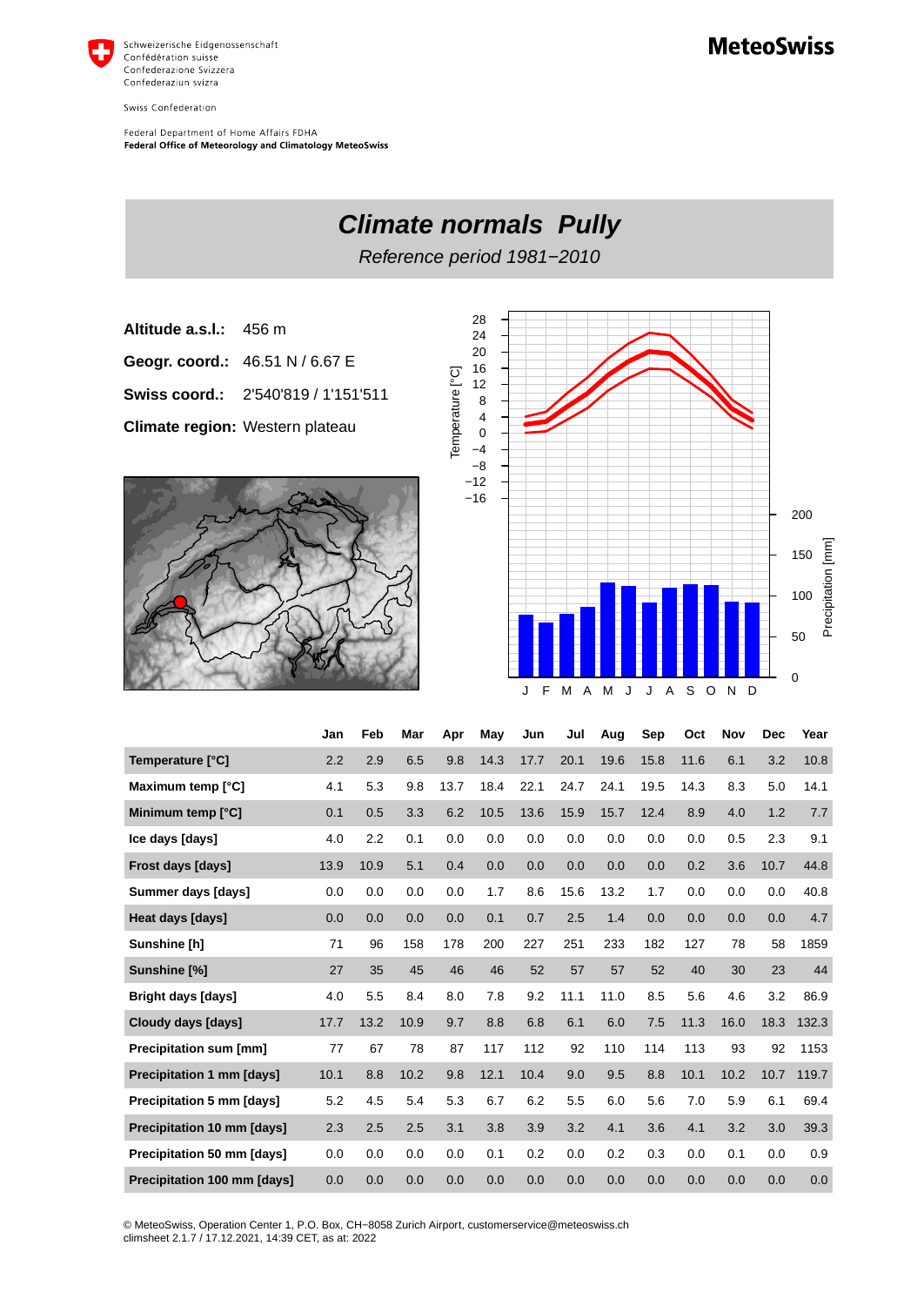Schweizerische Eidgenossenschaft
Confédération suisse
Confederazione Svizzera
Confederaziun svizra

Swiss Confederation

Federal Department of Home Affairs FDHA
**Federal Office of Meteorology and Climatology MeteoSwiss**

**MeteoSwiss**

# *Climate normals Pully*

*Reference period 1981−2010*

**Altitude a.s.l.:** 456 m

**Geogr. coord.:** 46.51 N / 6.67 E

**Swiss coord.:** 2'540'819 / 1'151'511

**Climate region:** Western plateau

| | Jan | Feb | Mar | Apr | May | Jun | Jul | Aug | Sep | Oct | Nov | Dec | Year |
|---|---|---|---|---|---|---|---|---|---|---|---|---|---|
| **Temperature [°C]** | 2.2 | 2.9 | 6.5 | 9.8 | 14.3 | 17.7 | 20.1 | 19.6 | 15.8 | 11.6 | 6.1 | 3.2 | 10.8 |
| **Maximum temp [°C]** | 4.1 | 5.3 | 9.8 | 13.7 | 18.4 | 22.1 | 24.7 | 24.1 | 19.5 | 14.3 | 8.3 | 5.0 | 14.1 |
| **Minimum temp [°C]** | 0.1 | 0.5 | 3.3 | 6.2 | 10.5 | 13.6 | 15.9 | 15.7 | 12.4 | 8.9 | 4.0 | 1.2 | 7.7 |
| **Ice days [days]** | 4.0 | 2.2 | 0.1 | 0.0 | 0.0 | 0.0 | 0.0 | 0.0 | 0.0 | 0.0 | 0.5 | 2.3 | 9.1 |
| **Frost days [days]** | 13.9 | 10.9 | 5.1 | 0.4 | 0.0 | 0.0 | 0.0 | 0.0 | 0.0 | 0.2 | 3.6 | 10.7 | 44.8 |
| **Summer days [days]** | 0.0 | 0.0 | 0.0 | 0.0 | 1.7 | 8.6 | 15.6 | 13.2 | 1.7 | 0.0 | 0.0 | 0.0 | 40.8 |
| **Heat days [days]** | 0.0 | 0.0 | 0.0 | 0.0 | 0.1 | 0.7 | 2.5 | 1.4 | 0.0 | 0.0 | 0.0 | 0.0 | 4.7 |
| **Sunshine [h]** | 71 | 96 | 158 | 178 | 200 | 227 | 251 | 233 | 182 | 127 | 78 | 58 | 1859 |
| **Sunshine [%]** | 27 | 35 | 45 | 46 | 46 | 52 | 57 | 57 | 52 | 40 | 30 | 23 | 44 |
| **Bright days [days]** | 4.0 | 5.5 | 8.4 | 8.0 | 7.8 | 9.2 | 11.1 | 11.0 | 8.5 | 5.6 | 4.6 | 3.2 | 86.9 |
| **Cloudy days [days]** | 17.7 | 13.2 | 10.9 | 9.7 | 8.8 | 6.8 | 6.1 | 6.0 | 7.5 | 11.3 | 16.0 | 18.3 | 132.3 |
| **Precipitation sum [mm]** | 77 | 67 | 78 | 87 | 117 | 112 | 92 | 110 | 114 | 113 | 93 | 92 | 1153 |
| **Precipitation 1 mm [days]** | 10.1 | 8.8 | 10.2 | 9.8 | 12.1 | 10.4 | 9.0 | 9.5 | 8.8 | 10.1 | 10.2 | 10.7 | 119.7 |
| **Precipitation 5 mm [days]** | 5.2 | 4.5 | 5.4 | 5.3 | 6.7 | 6.2 | 5.5 | 6.0 | 5.6 | 7.0 | 5.9 | 6.1 | 69.4 |
| **Precipitation 10 mm [days]** | 2.3 | 2.5 | 2.5 | 3.1 | 3.8 | 3.9 | 3.2 | 4.1 | 3.6 | 4.1 | 3.2 | 3.0 | 39.3 |
| **Precipitation 50 mm [days]** | 0.0 | 0.0 | 0.0 | 0.0 | 0.1 | 0.2 | 0.0 | 0.2 | 0.3 | 0.0 | 0.1 | 0.0 | 0.9 |
| **Precipitation 100 mm [days]** | 0.0 | 0.0 | 0.0 | 0.0 | 0.0 | 0.0 | 0.0 | 0.0 | 0.0 | 0.0 | 0.0 | 0.0 | 0.0 |

© MeteoSwiss, Operation Center 1, P.O. Box, CH−8058 Zurich Airport, customerservice@meteoswiss.ch
climsheet 2.1.7 / 17.12.2021, 14:39 CET, as at: 2022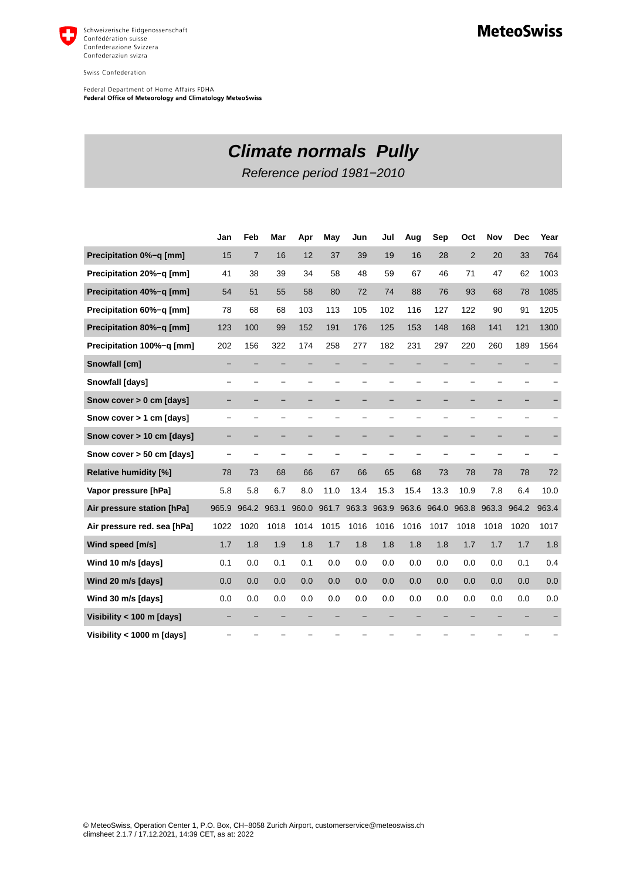Schweizerische Eidgenossenschaft
Confédération suisse
Confederazione Svizzera
Confederaziun svizra

Swiss Confederation

Federal Department of Home Affairs FDHA
**Federal Office of Meteorology and Climatology MeteoSwiss**

**MeteoSwiss**

# *Climate normals Pully*

*Reference period 1981−2010*

| | Jan | Feb | Mar | Apr | May | Jun | Jul | Aug | Sep | Oct | Nov | Dec | Year |
|---|---|---|---|---|---|---|---|---|---|---|---|---|---|
| **Precipitation 0%−q [mm]** | 15 | 7 | 16 | 12 | 37 | 39 | 19 | 16 | 28 | 2 | 20 | 33 | 764 |
| **Precipitation 20%−q [mm]** | 41 | 38 | 39 | 34 | 58 | 48 | 59 | 67 | 46 | 71 | 47 | 62 | 1003 |
| **Precipitation 40%−q [mm]** | 54 | 51 | 55 | 58 | 80 | 72 | 74 | 88 | 76 | 93 | 68 | 78 | 1085 |
| **Precipitation 60%−q [mm]** | 78 | 68 | 68 | 103 | 113 | 105 | 102 | 116 | 127 | 122 | 90 | 91 | 1205 |
| **Precipitation 80%−q [mm]** | 123 | 100 | 99 | 152 | 191 | 176 | 125 | 153 | 148 | 168 | 141 | 121 | 1300 |
| **Precipitation 100%−q [mm]** | 202 | 156 | 322 | 174 | 258 | 277 | 182 | 231 | 297 | 220 | 260 | 189 | 1564 |
| **Snowfall [cm]** | − | − | − | − | − | − | − | − | − | − | − | − | − |
| **Snowfall [days]** | − | − | − | − | − | − | − | − | − | − | − | − | − |
| **Snow cover > 0 cm [days]** | − | − | − | − | − | − | − | − | − | − | − | − | − |
| **Snow cover > 1 cm [days]** | − | − | − | − | − | − | − | − | − | − | − | − | − |
| **Snow cover > 10 cm [days]** | − | − | − | − | − | − | − | − | − | − | − | − | − |
| **Snow cover > 50 cm [days]** | − | − | − | − | − | − | − | − | − | − | − | − | − |
| **Relative humidity [%]** | 78 | 73 | 68 | 66 | 67 | 66 | 65 | 68 | 73 | 78 | 78 | 78 | 72 |
| **Vapor pressure [hPa]** | 5.8 | 5.8 | 6.7 | 8.0 | 11.0 | 13.4 | 15.3 | 15.4 | 13.3 | 10.9 | 7.8 | 6.4 | 10.0 |
| **Air pressure station [hPa]** | 965.9 | 964.2 | 963.1 | 960.0 | 961.7 | 963.3 | 963.9 | 963.6 | 964.0 | 963.8 | 963.3 | 964.2 | 963.4 |
| **Air pressure red. sea [hPa]** | 1022 | 1020 | 1018 | 1014 | 1015 | 1016 | 1016 | 1016 | 1017 | 1018 | 1018 | 1020 | 1017 |
| **Wind speed [m/s]** | 1.7 | 1.8 | 1.9 | 1.8 | 1.7 | 1.8 | 1.8 | 1.8 | 1.8 | 1.7 | 1.7 | 1.7 | 1.8 |
| **Wind 10 m/s [days]** | 0.1 | 0.0 | 0.1 | 0.1 | 0.0 | 0.0 | 0.0 | 0.0 | 0.0 | 0.0 | 0.0 | 0.1 | 0.4 |
| **Wind 20 m/s [days]** | 0.0 | 0.0 | 0.0 | 0.0 | 0.0 | 0.0 | 0.0 | 0.0 | 0.0 | 0.0 | 0.0 | 0.0 | 0.0 |
| **Wind 30 m/s [days]** | 0.0 | 0.0 | 0.0 | 0.0 | 0.0 | 0.0 | 0.0 | 0.0 | 0.0 | 0.0 | 0.0 | 0.0 | 0.0 |
| **Visibility < 100 m [days]** | − | − | − | − | − | − | − | − | − | − | − | − | − |
| **Visibility < 1000 m [days]** | − | − | − | − | − | − | − | − | − | − | − | − | − |

© MeteoSwiss, Operation Center 1, P.O. Box, CH−8058 Zurich Airport, customerservice@meteoswiss.ch
climsheet 2.1.7 / 17.12.2021, 14:39 CET, as at: 2022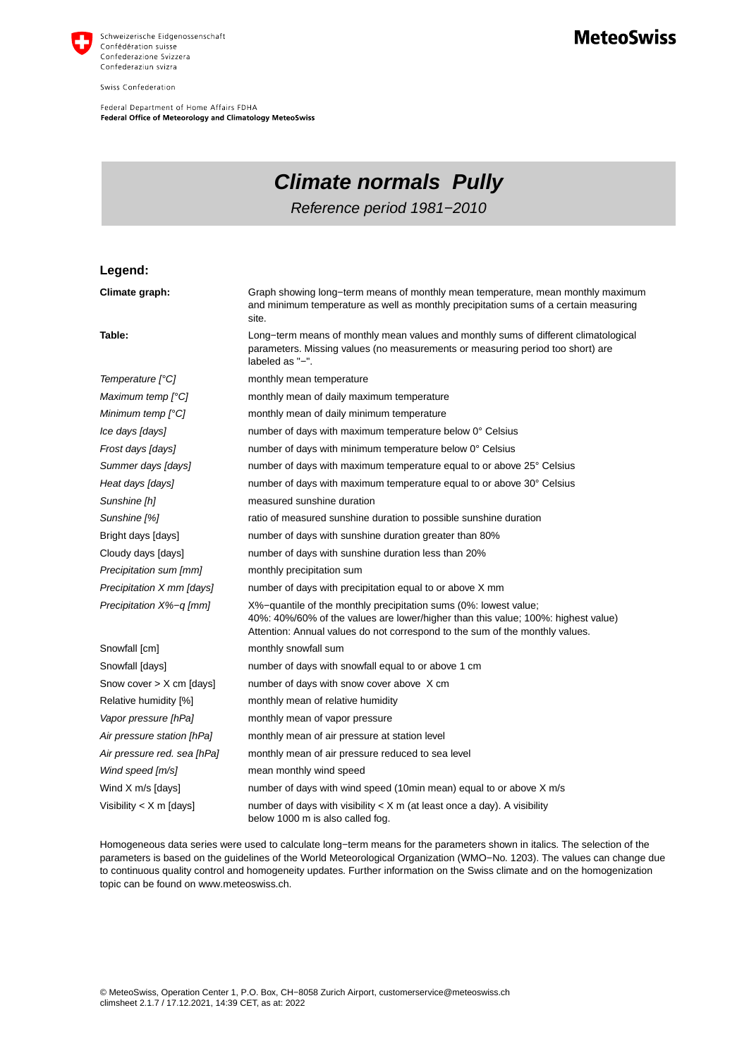Schweizerische Eidgenossenschaft
Confédération suisse
Confederazione Svizzera
Confederaziun svizra

Swiss Confederation

Federal Department of Home Affairs FDHA
**Federal Office of Meteorology and Climatology MeteoSwiss**

**MeteoSwiss**

# *Climate normals Pully*

*Reference period 1981−2010*

## Legend:

| | |
|---|---|
| **Climate graph:** | Graph showing long−term means of monthly mean temperature, mean monthly maximum and minimum temperature as well as monthly precipitation sums of a certain measuring site. |
| **Table:** | Long−term means of monthly mean values and monthly sums of different climatological parameters. Missing values (no measurements or measuring period too short) are labeled as "−". |
| *Temperature [°C]* | monthly mean temperature |
| *Maximum temp [°C]* | monthly mean of daily maximum temperature |
| *Minimum temp [°C]* | monthly mean of daily minimum temperature |
| *Ice days [days]* | number of days with maximum temperature below 0° Celsius |
| *Frost days [days]* | number of days with minimum temperature below 0° Celsius |
| *Summer days [days]* | number of days with maximum temperature equal to or above 25° Celsius |
| *Heat days [days]* | number of days with maximum temperature equal to or above 30° Celsius |
| *Sunshine [h]* | measured sunshine duration |
| *Sunshine [%]* | ratio of measured sunshine duration to possible sunshine duration |
| Bright days [days] | number of days with sunshine duration greater than 80% |
| Cloudy days [days] | number of days with sunshine duration less than 20% |
| *Precipitation sum [mm]* | monthly precipitation sum |
| *Precipitation X mm [days]* | number of days with precipitation equal to or above X mm |
| *Precipitation X%−q [mm]* | X%−quantile of the monthly precipitation sums (0%: lowest value; 40%: 40%/60% of the values are lower/higher than this value; 100%: highest value) Attention: Annual values do not correspond to the sum of the monthly values. |
| Snowfall [cm] | monthly snowfall sum |
| Snowfall [days] | number of days with snowfall equal to or above 1 cm |
| Snow cover > X cm [days] | number of days with snow cover above X cm |
| Relative humidity [%] | monthly mean of relative humidity |
| *Vapor pressure [hPa]* | monthly mean of vapor pressure |
| *Air pressure station [hPa]* | monthly mean of air pressure at station level |
| *Air pressure red. sea [hPa]* | monthly mean of air pressure reduced to sea level |
| *Wind speed [m/s]* | mean monthly wind speed |
| Wind X m/s [days] | number of days with wind speed (10min mean) equal to or above X m/s |
| Visibility < X m [days] | number of days with visibility < X m (at least once a day). A visibility below 1000 m is also called fog. |

Homogeneous data series were used to calculate long−term means for the parameters shown in italics. The selection of the parameters is based on the guidelines of the World Meteorological Organization (WMO−No. 1203). The values can change due to continuous quality control and homogeneity updates. Further information on the Swiss climate and on the homogenization topic can be found on www.meteoswiss.ch.

© MeteoSwiss, Operation Center 1, P.O. Box, CH−8058 Zurich Airport, customerservice@meteoswiss.ch
climsheet 2.1.7 / 17.12.2021, 14:39 CET, as at: 2022